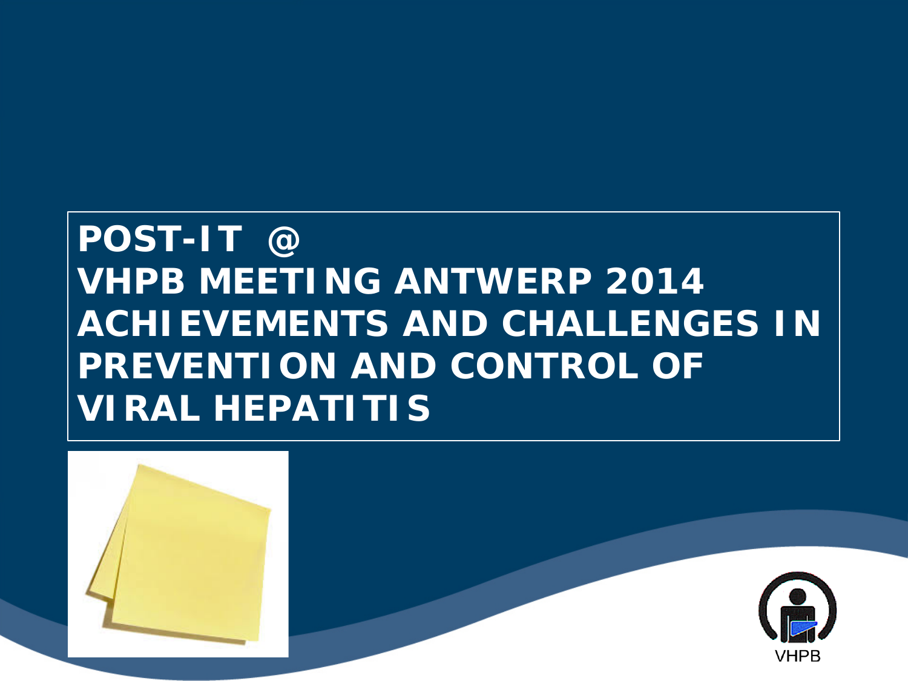# POST-IT @ VHPB MEETING ANTWERP 2014 ACHIEVEMENTS AND CHALLENGES IN PREVENTION AND CONTROL OF VIRAL HEPATITIS

VHPB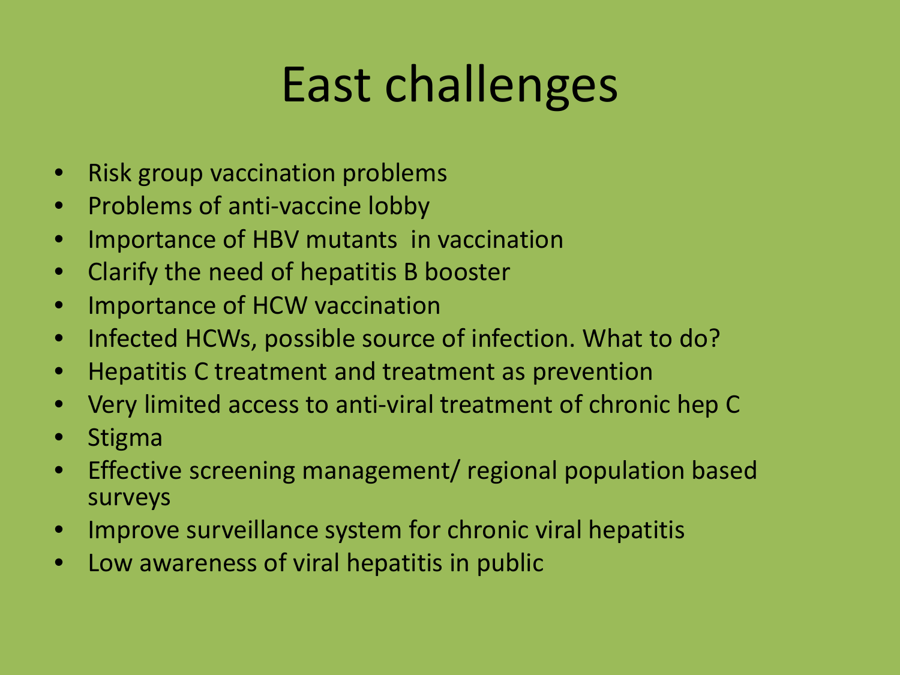# East challenges

- Risk group vaccination problems
- Problems of anti-vaccine lobby
- Importance of HBV mutants in vaccination
- Clarify the need of hepatitis B booster
- Importance of HCW vaccination
- Infected HCWs, possible source of infection. What to do?
- Hepatitis C treatment and treatment as prevention
- Very limited access to anti-viral treatment of chronic hep C
- Stigma
- Effective screening management/ regional population based surveys
- Improve surveillance system for chronic viral hepatitis
- Low awareness of viral hepatitis in public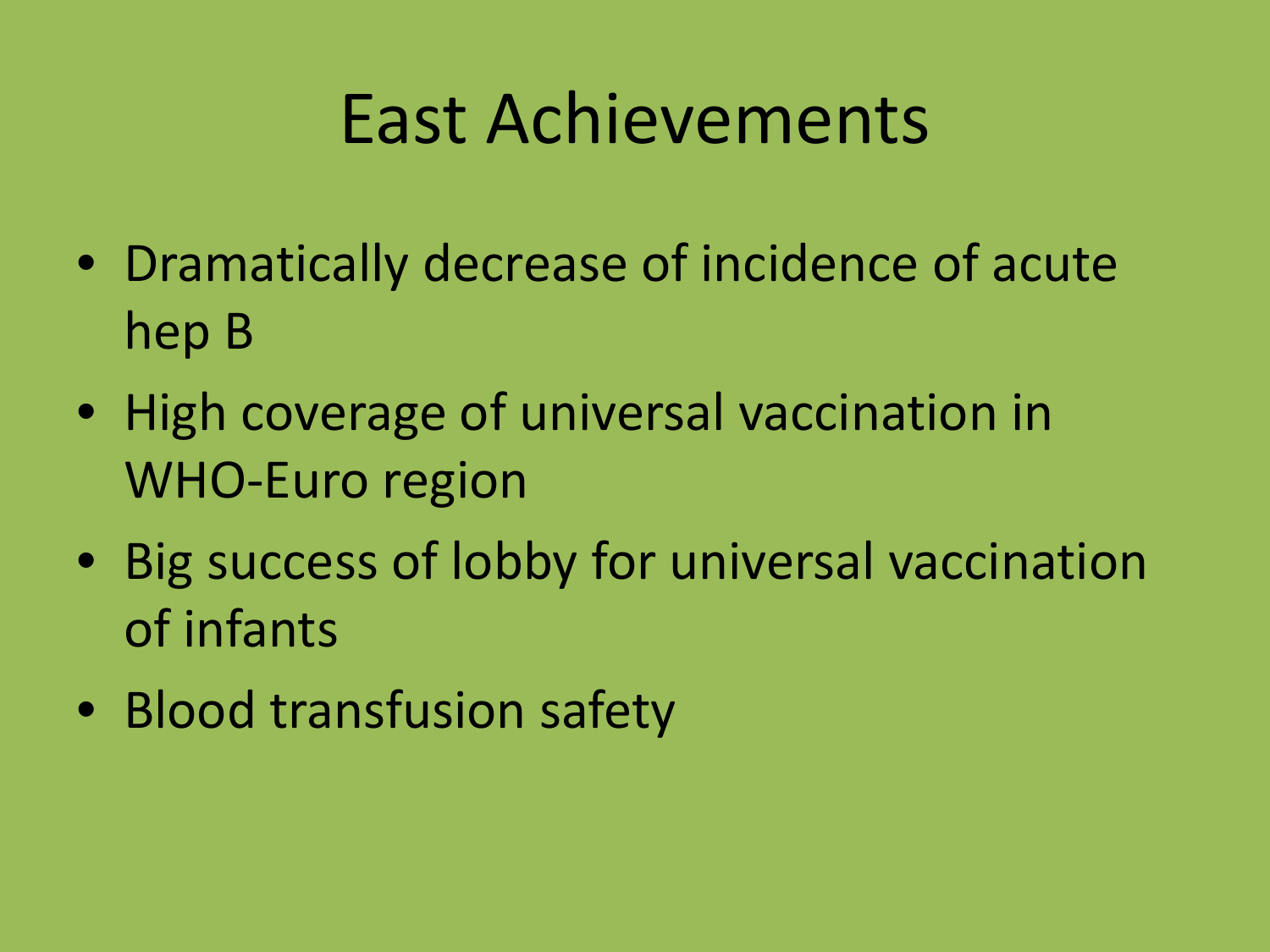# East Achievements

- Dramatically decrease of incidence of acute hep B
- High coverage of universal vaccination in WHO-Euro region
- Big success of lobby for universal vaccination of infants
- Blood transfusion safety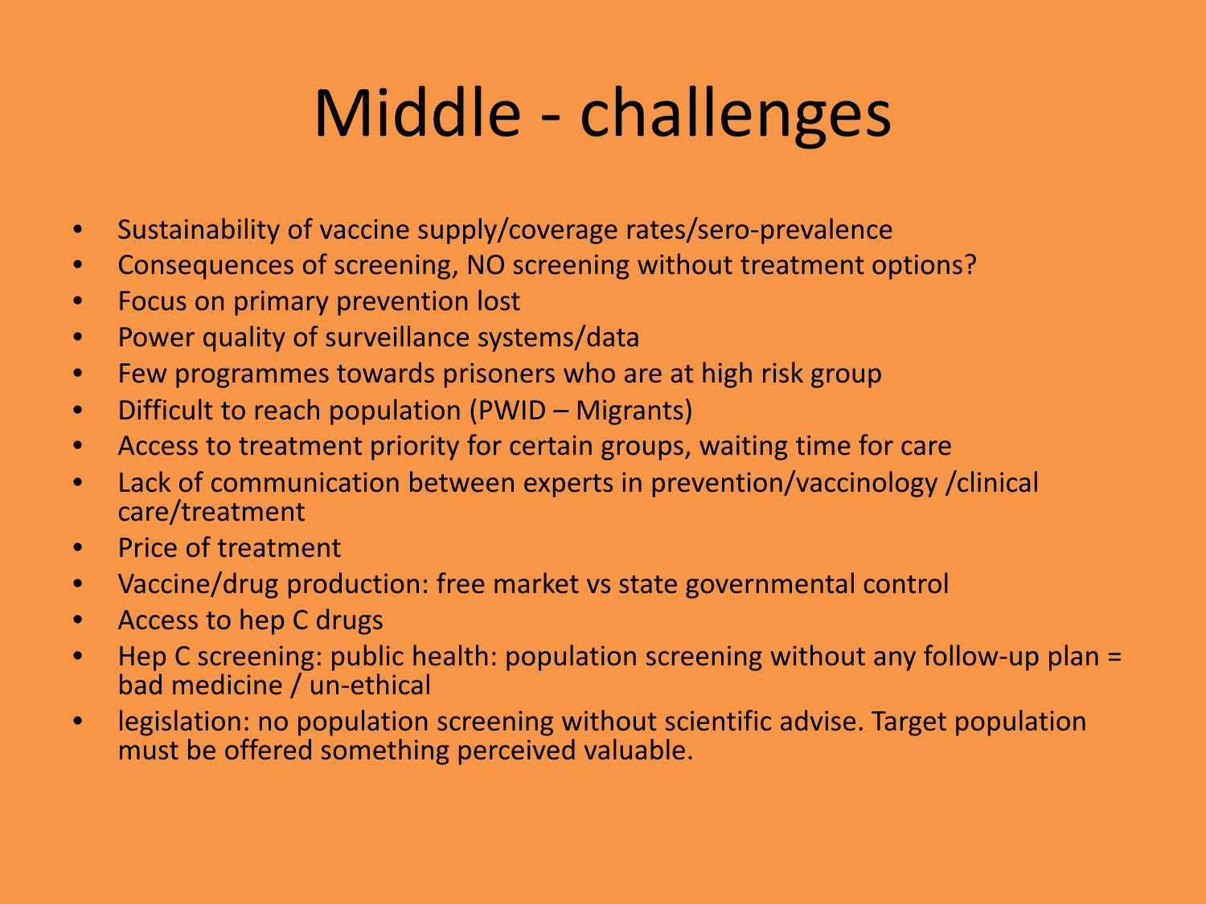# Middle - challenges

- Sustainability of vaccine supply/coverage rates/sero-prevalence
- Consequences of screening, NO screening without treatment options?
- Focus on primary prevention lost
- Power quality of surveillance systems/data
- Few programmes towards prisoners who are at high risk group
- Difficult to reach population (PWID – Migrants)
- Access to treatment priority for certain groups, waiting time for care
- Lack of communication between experts in prevention/vaccinology /clinical care/treatment
- Price of treatment
- Vaccine/drug production: free market vs state governmental control
- Access to hep C drugs
- Hep C screening: public health: population screening without any follow-up plan = bad medicine / un-ethical
- legislation: no population screening without scientific advise. Target population must be offered something perceived valuable.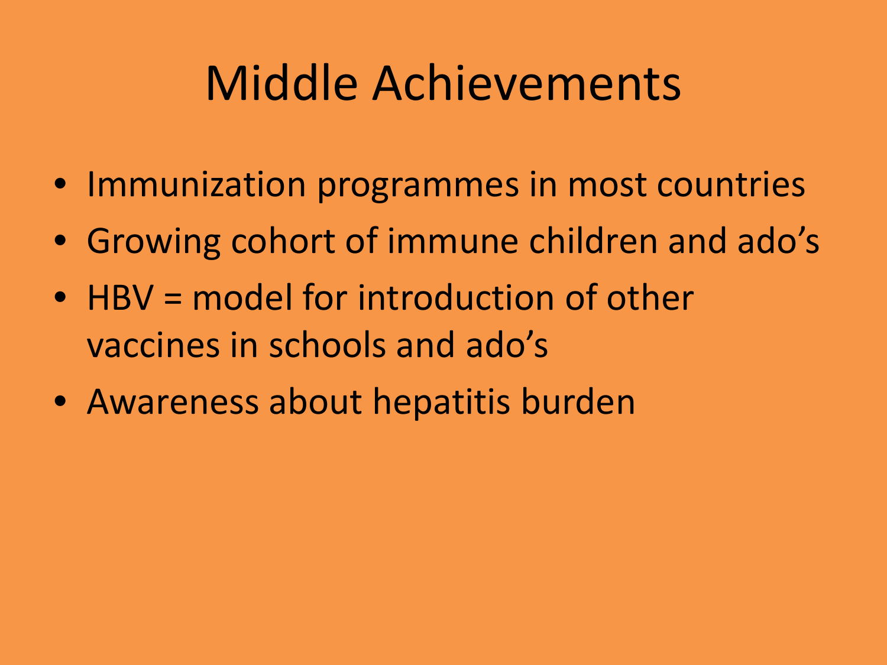# Middle Achievements

- Immunization programmes in most countries
- Growing cohort of immune children and ado’s
- HBV = model for introduction of other vaccines in schools and ado’s
- Awareness about hepatitis burden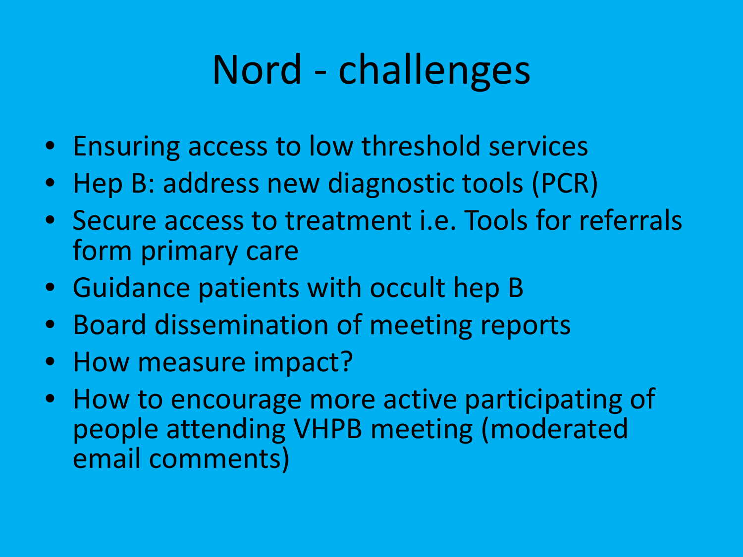# Nord - challenges

- Ensuring access to low threshold services
- Hep B: address new diagnostic tools (PCR)
- Secure access to treatment i.e. Tools for referrals form primary care
- Guidance patients with occult hep B
- Board dissemination of meeting reports
- How measure impact?
- How to encourage more active participating of people attending VHPB meeting (moderated email comments)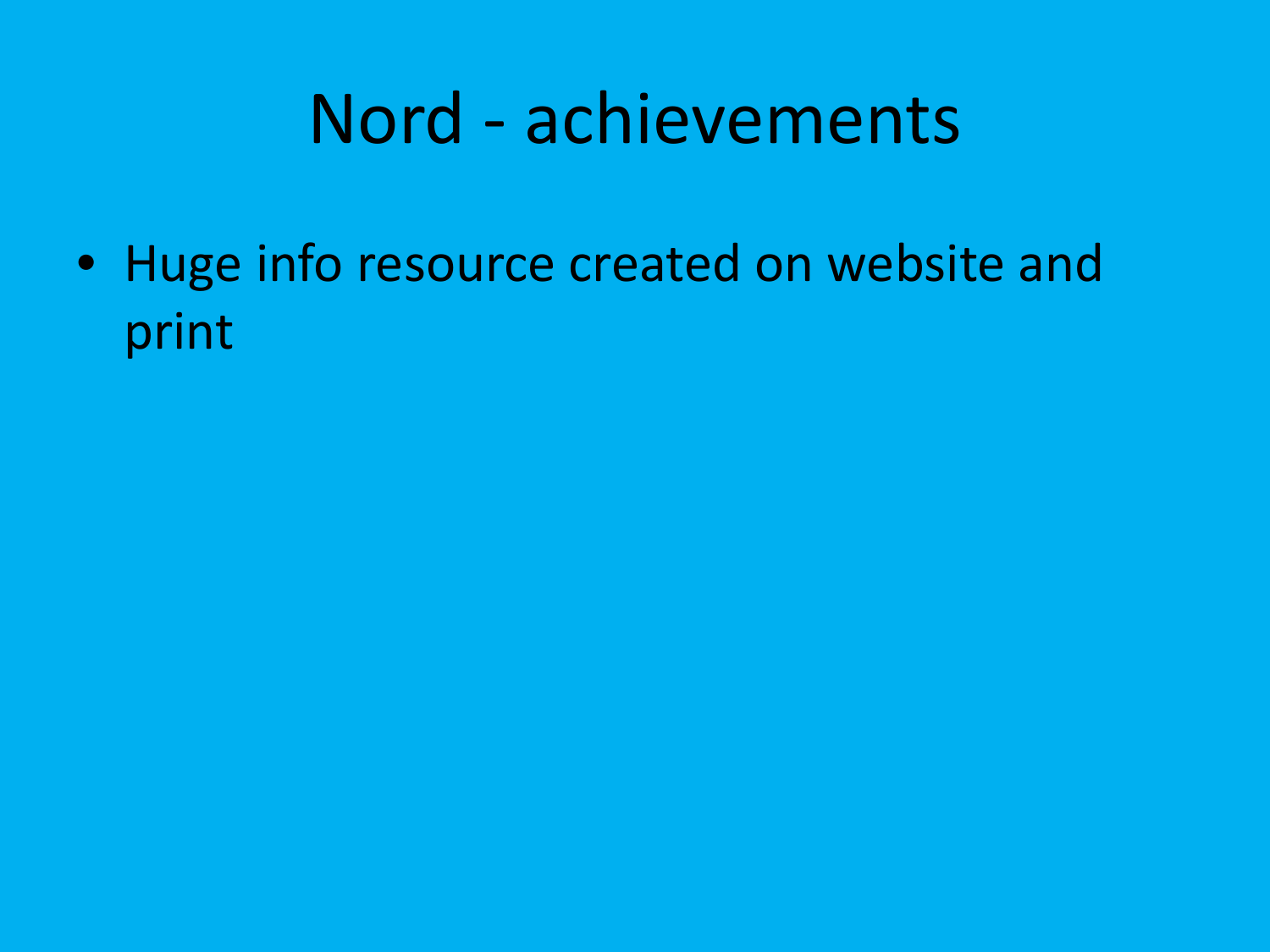# Nord - achievements

- Huge info resource created on website and print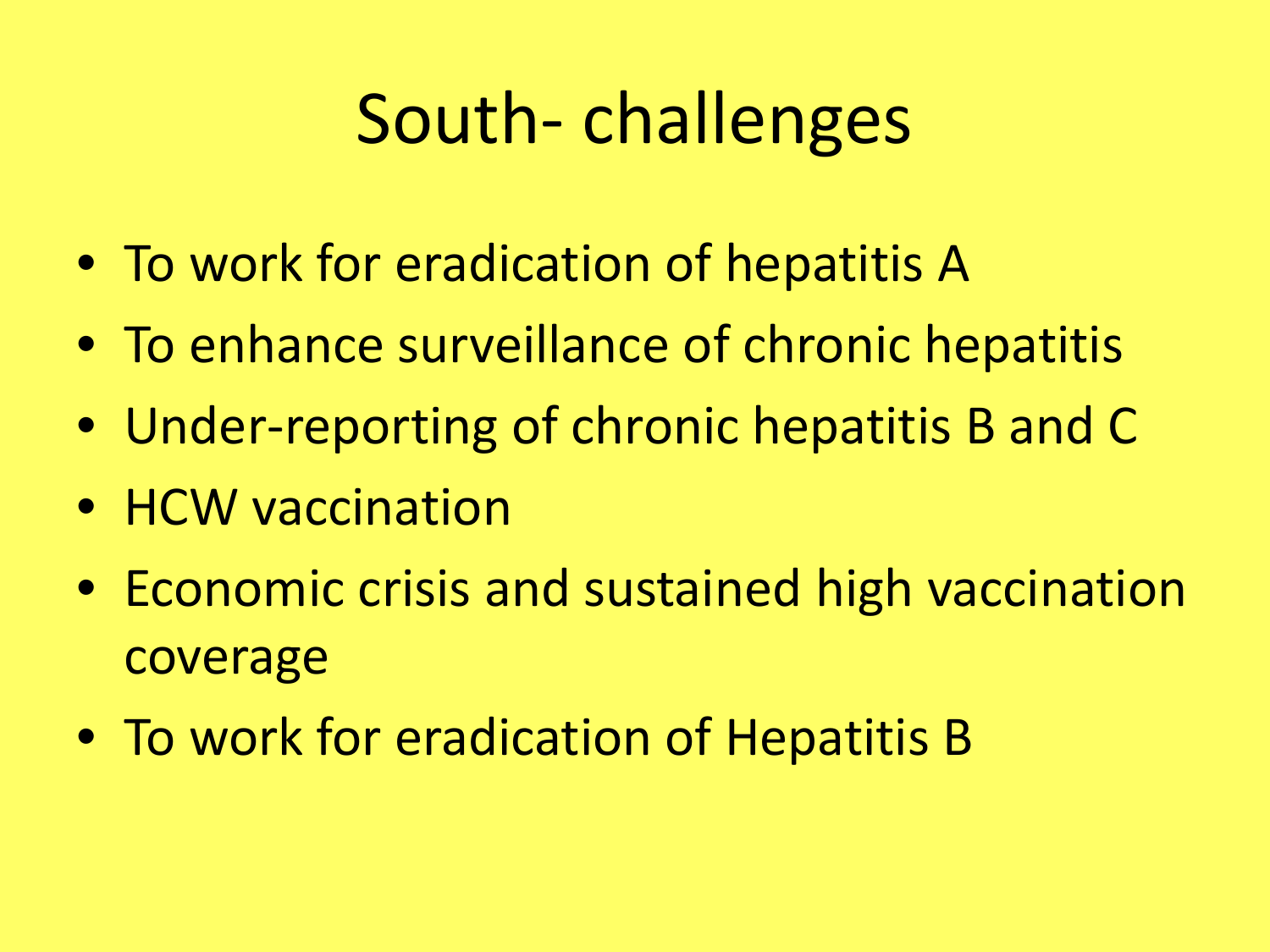# South- challenges

- To work for eradication of hepatitis A
- To enhance surveillance of chronic hepatitis
- Under-reporting of chronic hepatitis B and C
- HCW vaccination
- Economic crisis and sustained high vaccination coverage
- To work for eradication of Hepatitis B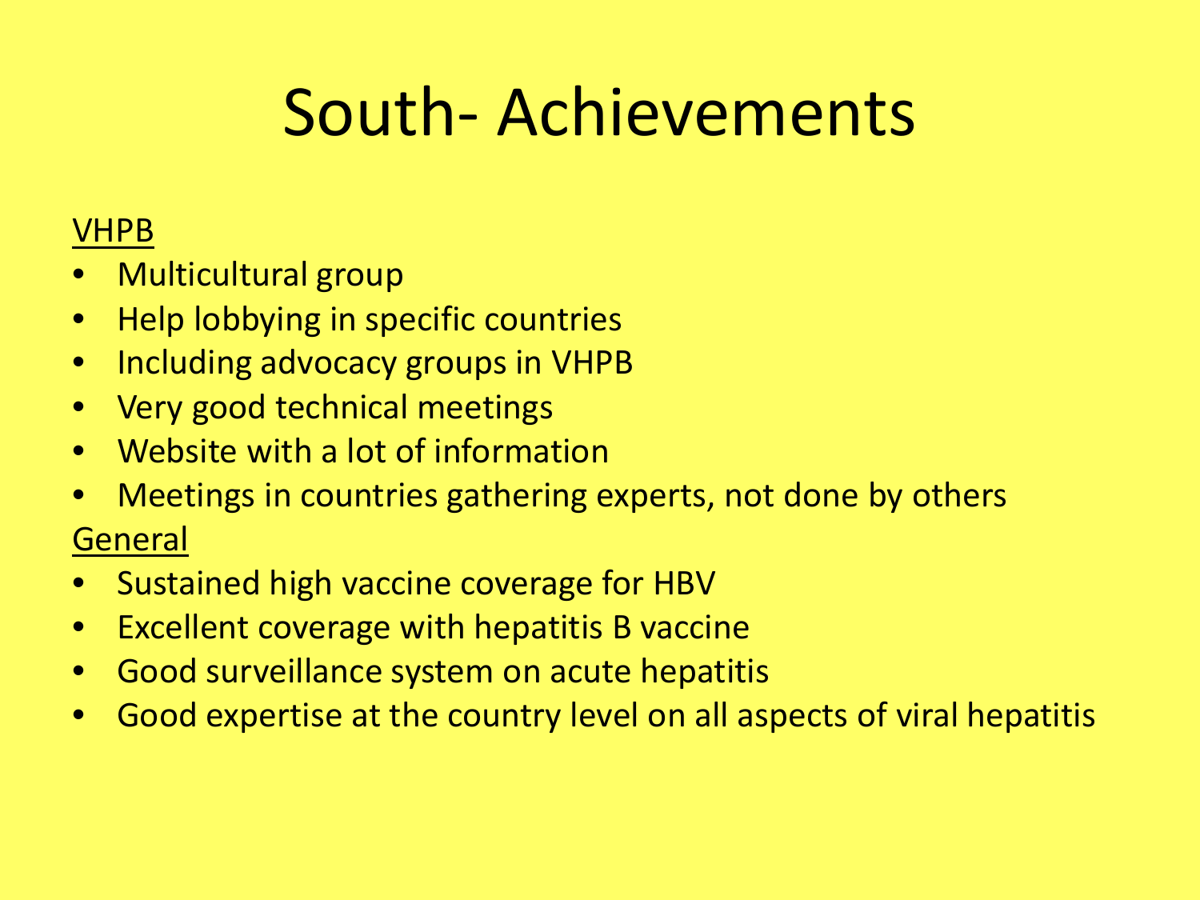# South- Achievements

<u>VHPB</u>

- Multicultural group
- Help lobbying in specific countries
- Including advocacy groups in VHPB
- Very good technical meetings
- Website with a lot of information
- Meetings in countries gathering experts, not done by others

<u>General</u>

- Sustained high vaccine coverage for HBV
- Excellent coverage with hepatitis B vaccine
- Good surveillance system on acute hepatitis
- Good expertise at the country level on all aspects of viral hepatitis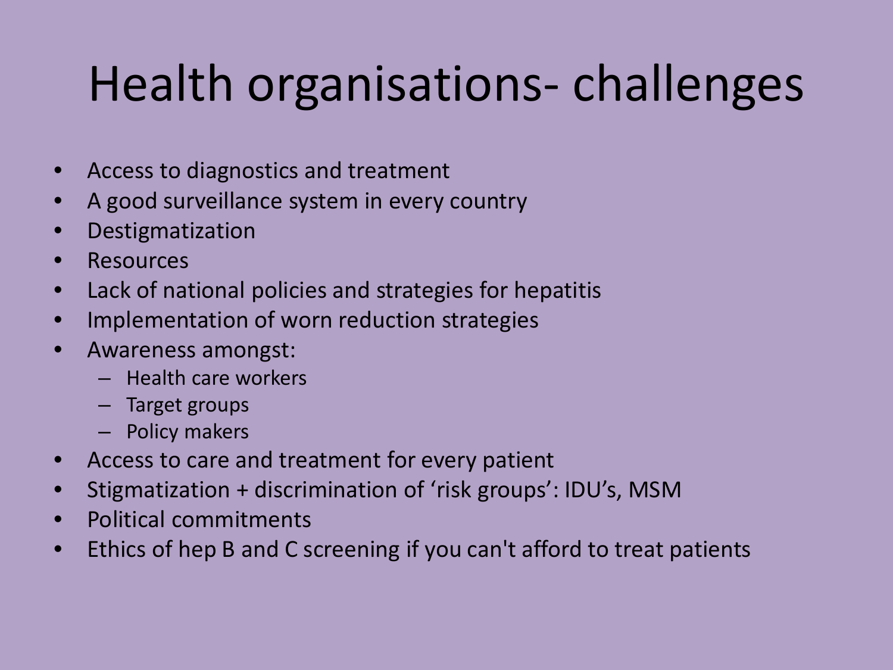# Health organisations- challenges

- Access to diagnostics and treatment
- A good surveillance system in every country
- Destigmatization
- Resources
- Lack of national policies and strategies for hepatitis
- Implementation of worn reduction strategies
- Awareness amongst:
  - Health care workers
  - Target groups
  - Policy makers
- Access to care and treatment for every patient
- Stigmatization + discrimination of ‘risk groups’: IDU’s, MSM
- Political commitments
- Ethics of hep B and C screening if you can't afford to treat patients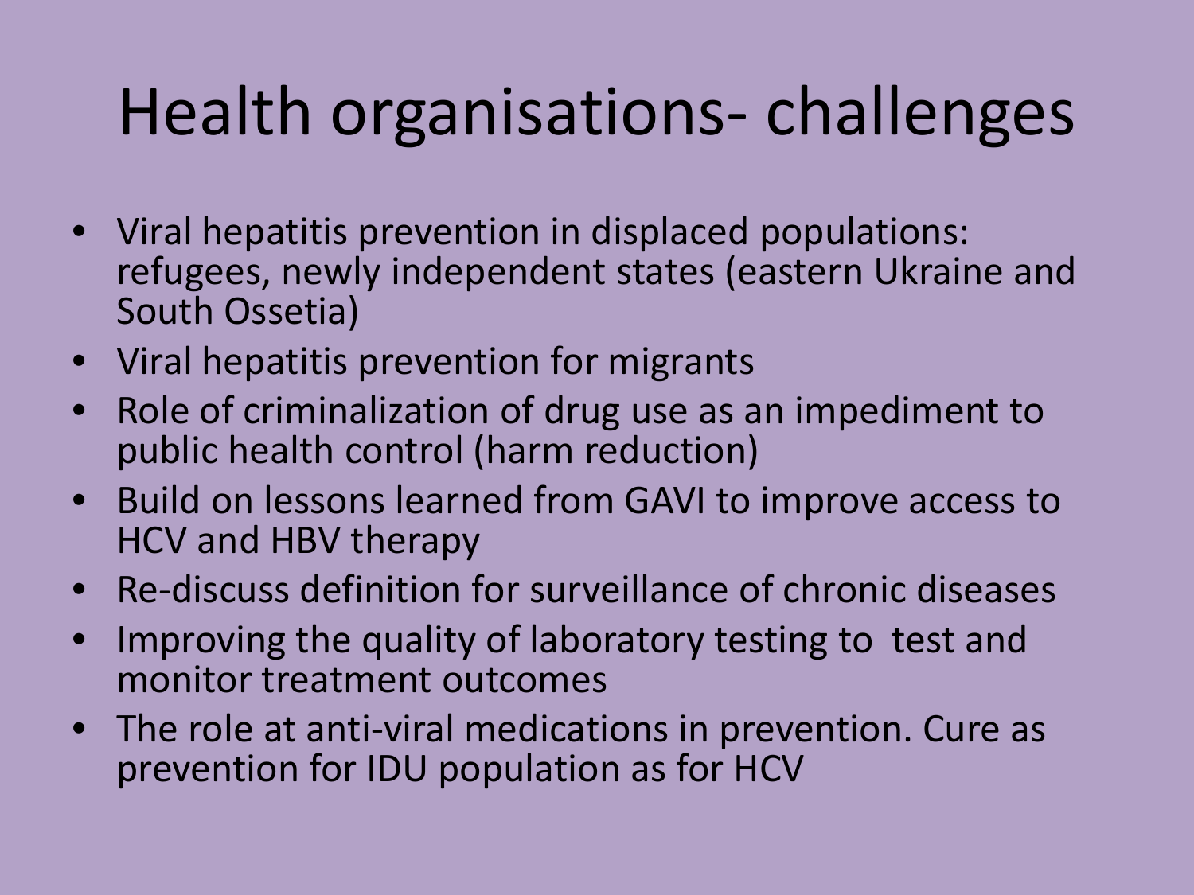# Health organisations- challenges

- Viral hepatitis prevention in displaced populations: refugees, newly independent states (eastern Ukraine and South Ossetia)
- Viral hepatitis prevention for migrants
- Role of criminalization of drug use as an impediment to public health control (harm reduction)
- Build on lessons learned from GAVI to improve access to HCV and HBV therapy
- Re-discuss definition for surveillance of chronic diseases
- Improving the quality of laboratory testing to test and monitor treatment outcomes
- The role at anti-viral medications in prevention. Cure as prevention for IDU population as for HCV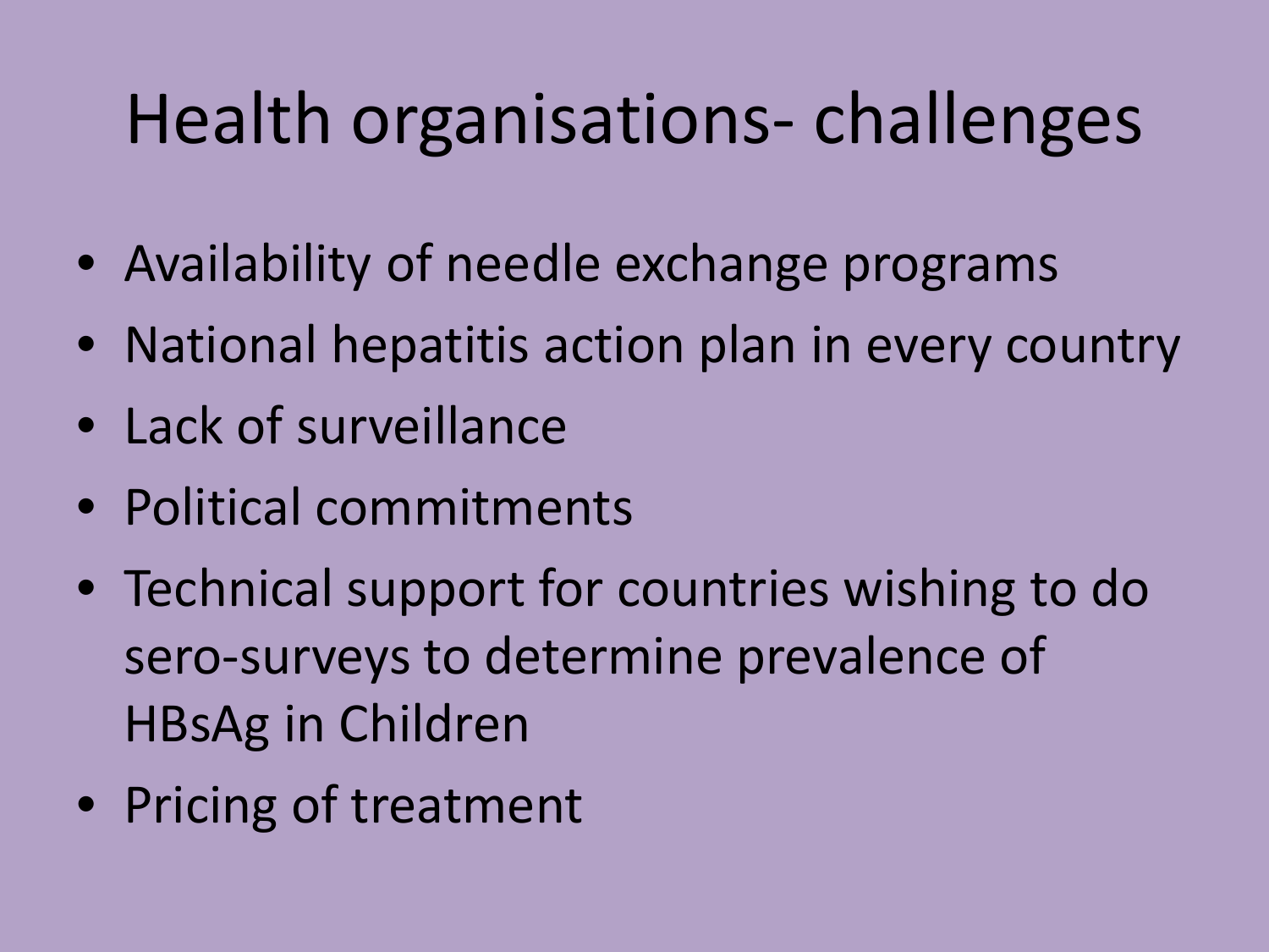# Health organisations- challenges

- Availability of needle exchange programs
- National hepatitis action plan in every country
- Lack of surveillance
- Political commitments
- Technical support for countries wishing to do sero-surveys to determine prevalence of HBsAg in Children
- Pricing of treatment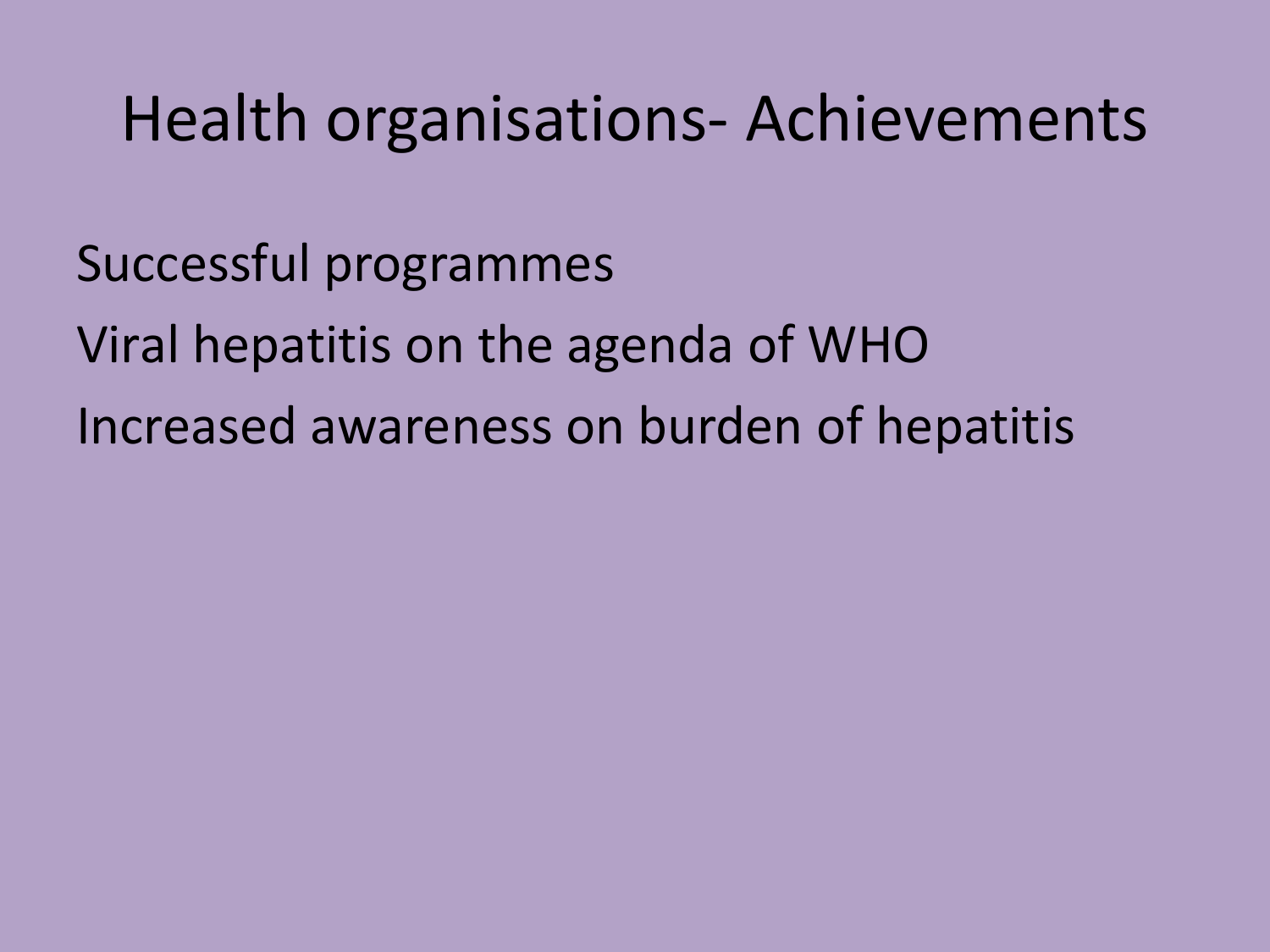# Health organisations- Achievements

Successful programmes

Viral hepatitis on the agenda of WHO

Increased awareness on burden of hepatitis